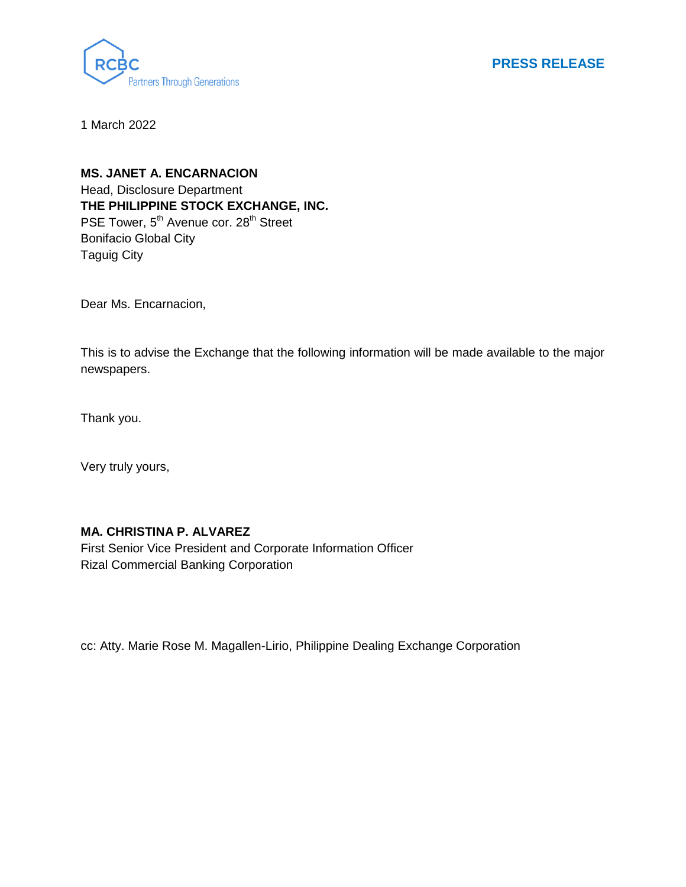RCBC
Partners Through Generations

**PRESS RELEASE**

1 March 2022

**MS. JANET A. ENCARNACION**
Head, Disclosure Department
**THE PHILIPPINE STOCK EXCHANGE, INC.**
PSE Tower, 5th Avenue cor. 28th Street
Bonifacio Global City
Taguig City

Dear Ms. Encarnacion,

This is to advise the Exchange that the following information will be made available to the major newspapers.

Thank you.

Very truly yours,

**MA. CHRISTINA P. ALVAREZ**
First Senior Vice President and Corporate Information Officer
Rizal Commercial Banking Corporation

cc: Atty. Marie Rose M. Magallen-Lirio, Philippine Dealing Exchange Corporation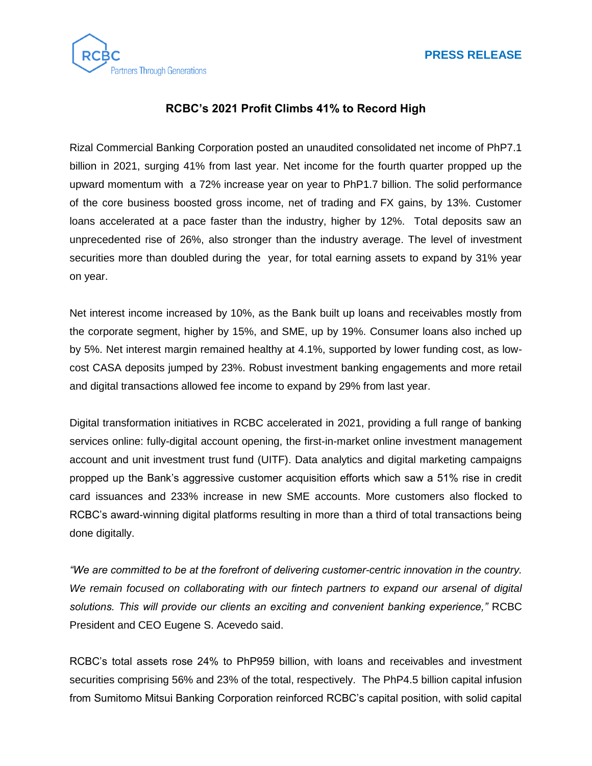**PRESS RELEASE**

## RCBC's 2021 Profit Climbs 41% to Record High

Rizal Commercial Banking Corporation posted an unaudited consolidated net income of PhP7.1 billion in 2021, surging 41% from last year. Net income for the fourth quarter propped up the upward momentum with a 72% increase year on year to PhP1.7 billion. The solid performance of the core business boosted gross income, net of trading and FX gains, by 13%. Customer loans accelerated at a pace faster than the industry, higher by 12%. Total deposits saw an unprecedented rise of 26%, also stronger than the industry average. The level of investment securities more than doubled during the year, for total earning assets to expand by 31% year on year.

Net interest income increased by 10%, as the Bank built up loans and receivables mostly from the corporate segment, higher by 15%, and SME, up by 19%. Consumer loans also inched up by 5%. Net interest margin remained healthy at 4.1%, supported by lower funding cost, as low-cost CASA deposits jumped by 23%. Robust investment banking engagements and more retail and digital transactions allowed fee income to expand by 29% from last year.

Digital transformation initiatives in RCBC accelerated in 2021, providing a full range of banking services online: fully-digital account opening, the first-in-market online investment management account and unit investment trust fund (UITF). Data analytics and digital marketing campaigns propped up the Bank's aggressive customer acquisition efforts which saw a 51% rise in credit card issuances and 233% increase in new SME accounts. More customers also flocked to RCBC's award-winning digital platforms resulting in more than a third of total transactions being done digitally.

*"We are committed to be at the forefront of delivering customer-centric innovation in the country. We remain focused on collaborating with our fintech partners to expand our arsenal of digital solutions. This will provide our clients an exciting and convenient banking experience,"* RCBC President and CEO Eugene S. Acevedo said.

RCBC's total assets rose 24% to PhP959 billion, with loans and receivables and investment securities comprising 56% and 23% of the total, respectively. The PhP4.5 billion capital infusion from Sumitomo Mitsui Banking Corporation reinforced RCBC's capital position, with solid capital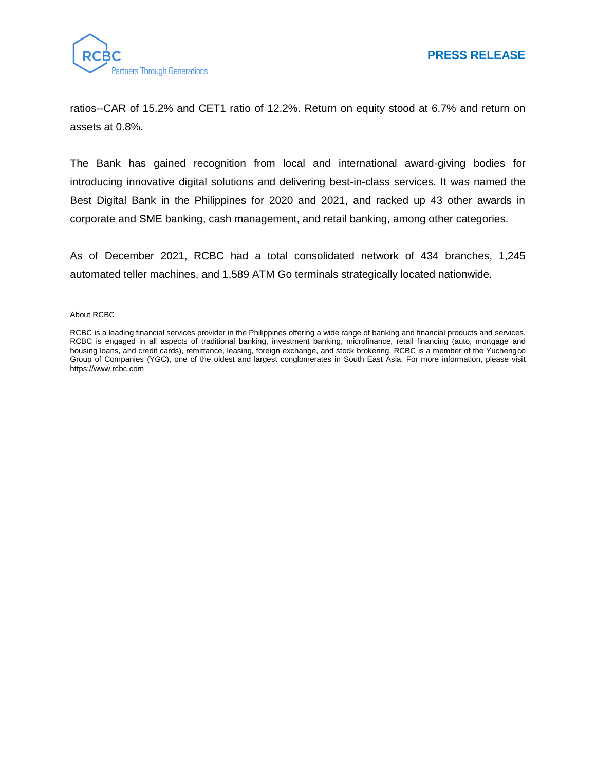ratios--CAR of 15.2% and CET1 ratio of 12.2%. Return on equity stood at 6.7% and return on assets at 0.8%.

The Bank has gained recognition from local and international award-giving bodies for introducing innovative digital solutions and delivering best-in-class services. It was named the Best Digital Bank in the Philippines for 2020 and 2021, and racked up 43 other awards in corporate and SME banking, cash management, and retail banking, among other categories.

As of December 2021, RCBC had a total consolidated network of 434 branches, 1,245 automated teller machines, and 1,589 ATM Go terminals strategically located nationwide.

---

About RCBC

RCBC is a leading financial services provider in the Philippines offering a wide range of banking and financial products and services. RCBC is engaged in all aspects of traditional banking, investment banking, microfinance, retail financing (auto, mortgage and housing loans, and credit cards), remittance, leasing, foreign exchange, and stock brokering. RCBC is a member of the Yuchengco Group of Companies (YGC), one of the oldest and largest conglomerates in South East Asia. For more information, please visit https://www.rcbc.com